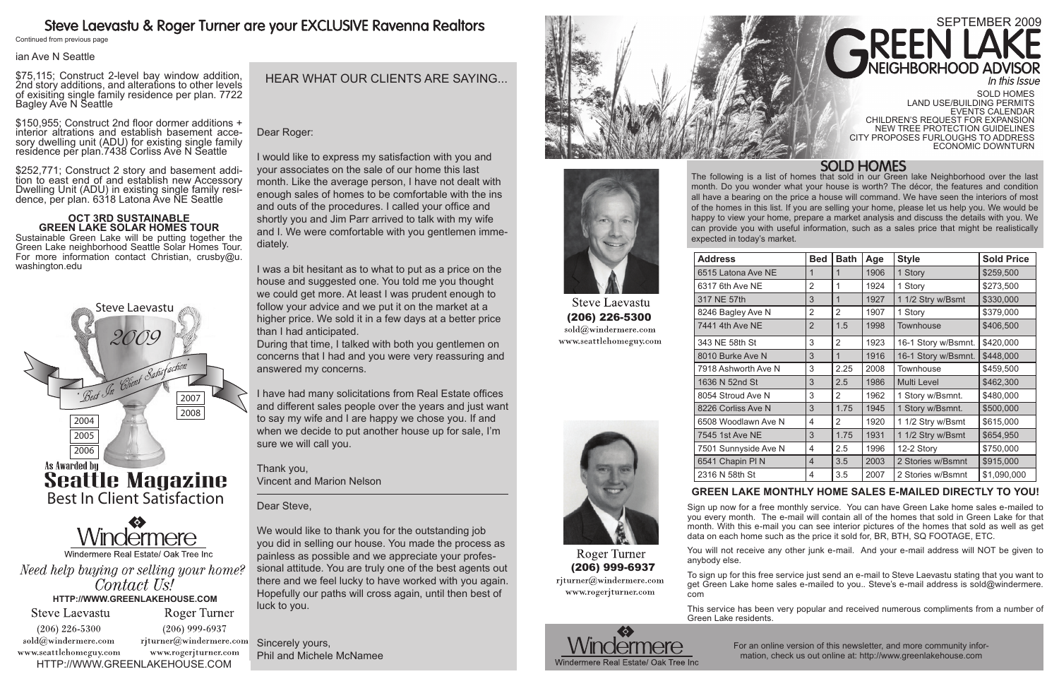# Steve Laevastu & Roger Turner are your EXCLUSIVE Ravenna Realtors

Continued from previous page

ian Ave N Seattle

$75,115; Construct 2-level bay window addition, 2nd story additions, and alterations to other levels of exisiting single family residence per plan. 7722 Bagley Ave N Seattle

$150,955; Construct 2nd floor dormer additions + interior altrations and establish basement accessory dwelling unit (ADU) for existing single family residence per plan.7438 Corliss Ave N Seattle

$252,771; Construct 2 story and basement addition to east end of and establish new Accessory Dwelling Unit (ADU) in existing single family residence, per plan. 6318 Latona Ave NE Seattle

**OCT 3RD SUSTAINABLE GREEN LAKE SOLAR HOMES TOUR**

Sustainable Green Lake will be putting together the Green Lake neighborhood Seattle Solar Homes Tour. For more information contact Christian, crusby@u.washington.edu

Steve Laevastu

2009

"Best In Client Satisfaction"

2004 2005 2006 2007 2008

As Awarded by
**Seattle Magazine**
Best In Client Satisfaction

Windermere
Windermere Real Estate/ Oak Tree Inc

*Need help buying or selling your home? Contact Us!*

**HTTP://WWW.GREENLAKEHOUSE.COM**

Steve Laevastu
(206) 226-5300
sold@windermere.com
www.seattlehomeguy.com

Roger Turner
(206) 999-6937
rjturner@windermere.com
www.rogerjturner.com

HTTP://WWW.GREENLAKEHOUSE.COM

## HEAR WHAT OUR CLIENTS ARE SAYING...

Dear Roger:

I would like to express my satisfaction with you and your associates on the sale of our home this last month. Like the average person, I have not dealt with enough sales of homes to be comfortable with the ins and outs of the procedures. I called your office and shortly you and Jim Parr arrived to talk with my wife and I. We were comfortable with you gentlemen immediately.

I was a bit hesitant as to what to put as a price on the house and suggested one. You told me you thought we could get more. At least I was prudent enough to follow your advice and we put it on the market at a higher price. We sold it in a few days at a better price than I had anticipated.
During that time, I talked with both you gentlemen on concerns that I had and you were very reassuring and answered my concerns.

I have had many solicitations from Real Estate offices and different sales people over the years and just want to say my wife and I are happy we chose you. If and when we decide to put another house up for sale, I'm sure we will call you.

Thank you,
Vincent and Marion Nelson

Dear Steve,

We would like to thank you for the outstanding job you did in selling our house. You made the process as painless as possible and we appreciate your professional attitude. You are truly one of the best agents out there and we feel lucky to have worked with you again. Hopefully our paths will cross again, until then best of luck to you.

Sincerely yours,
Phil and Michele McNamee

SEPTEMBER 2009

# GREEN LAKE NEIGHBORHOOD ADVISOR

*In this Issue*

SOLD HOMES
LAND USE/BUILDING PERMITS
EVENTS CALENDAR
CHILDREN'S REQUEST FOR EXPANSION
NEW TREE PROTECTION GUIDELINES
CITY PROPOSES FURLOUGHS TO ADDRESS ECONOMIC DOWNTURN

Steve Laevastu
**(206) 226-5300**
sold@windermere.com
www.seattlehomeguy.com

Roger Turner
**(206) 999-6937**
rjturner@windermere.com
www.rogerjturner.com

## SOLD HOMES

The following is a list of homes that sold in our Green lake Neighborhood over the last month. Do you wonder what your house is worth? The décor, the features and condition all have a bearing on the price a house will command. We have seen the interiors of most of the homes in this list. If you are selling your home, please let us help you. We would be happy to view your home, prepare a market analysis and discuss the details with you. We can provide you with useful information, such as a sales price that might be realistically expected in today's market.

| Address | Bed | Bath | Age | Style | Sold Price |
|---|---|---|---|---|---|
| 6515 Latona Ave NE | 1 | 1 | 1906 | 1 Story | $259,500 |
| 6317 6th Ave NE | 2 | 1 | 1924 | 1 Story | $273,500 |
| 317 NE 57th | 3 | 1 | 1927 | 1 1/2 Stry w/Bsmt | $330,000 |
| 8246 Bagley Ave N | 2 | 2 | 1907 | 1 Story | $379,000 |
| 7441 4th Ave NE | 2 | 1.5 | 1998 | Townhouse | $406,500 |
| 343 NE 58th St | 3 | 2 | 1923 | 16-1 Story w/Bsmnt. | $420,000 |
| 8010 Burke Ave N | 3 | 1 | 1916 | 16-1 Story w/Bsmnt. | $448,000 |
| 7918 Ashworth Ave N | 3 | 2.25 | 2008 | Townhouse | $459,500 |
| 1636 N 52nd St | 3 | 2.5 | 1986 | Multi Level | $462,300 |
| 8054 Stroud Ave N | 3 | 2 | 1962 | 1 Story w/Bsmnt. | $480,000 |
| 8226 Corliss Ave N | 3 | 1.75 | 1945 | 1 Story w/Bsmnt. | $500,000 |
| 6508 Woodlawn Ave N | 4 | 2 | 1920 | 1 1/2 Stry w/Bsmt | $615,000 |
| 7545 1st Ave NE | 3 | 1.75 | 1931 | 1 1/2 Stry w/Bsmt | $654,950 |
| 7501 Sunnyside Ave N | 4 | 2.5 | 1996 | 12-2 Story | $750,000 |
| 6541 Chapin Pl N | 4 | 3.5 | 2003 | 2 Stories w/Bsmnt | $915,000 |
| 2316 N 58th St | 4 | 3.5 | 2007 | 2 Stories w/Bsmnt | $1,090,000 |

### GREEN LAKE MONTHLY HOME SALES E-MAILED DIRECTLY TO YOU!

Sign up now for a free monthly service. You can have Green Lake home sales e-mailed to you every month. The e-mail will contain all of the homes that sold in Green Lake for that month. With this e-mail you can see interior pictures of the homes that sold as well as get data on each home such as the price it sold for, BR, BTH, SQ FOOTAGE, ETC.

You will not receive any other junk e-mail. And your e-mail address will NOT be given to anybody else.

To sign up for this free service just send an e-mail to Steve Laevastu stating that you want to get Green Lake home sales e-mailed to you.. Steve's e-mail address is sold@windermere.com

This service has been very popular and received numerous compliments from a number of Green Lake residents.

Windermere
Windermere Real Estate/ Oak Tree Inc

For an online version of this newsletter, and more community information, check us out online at: http://www.greenlakehouse.com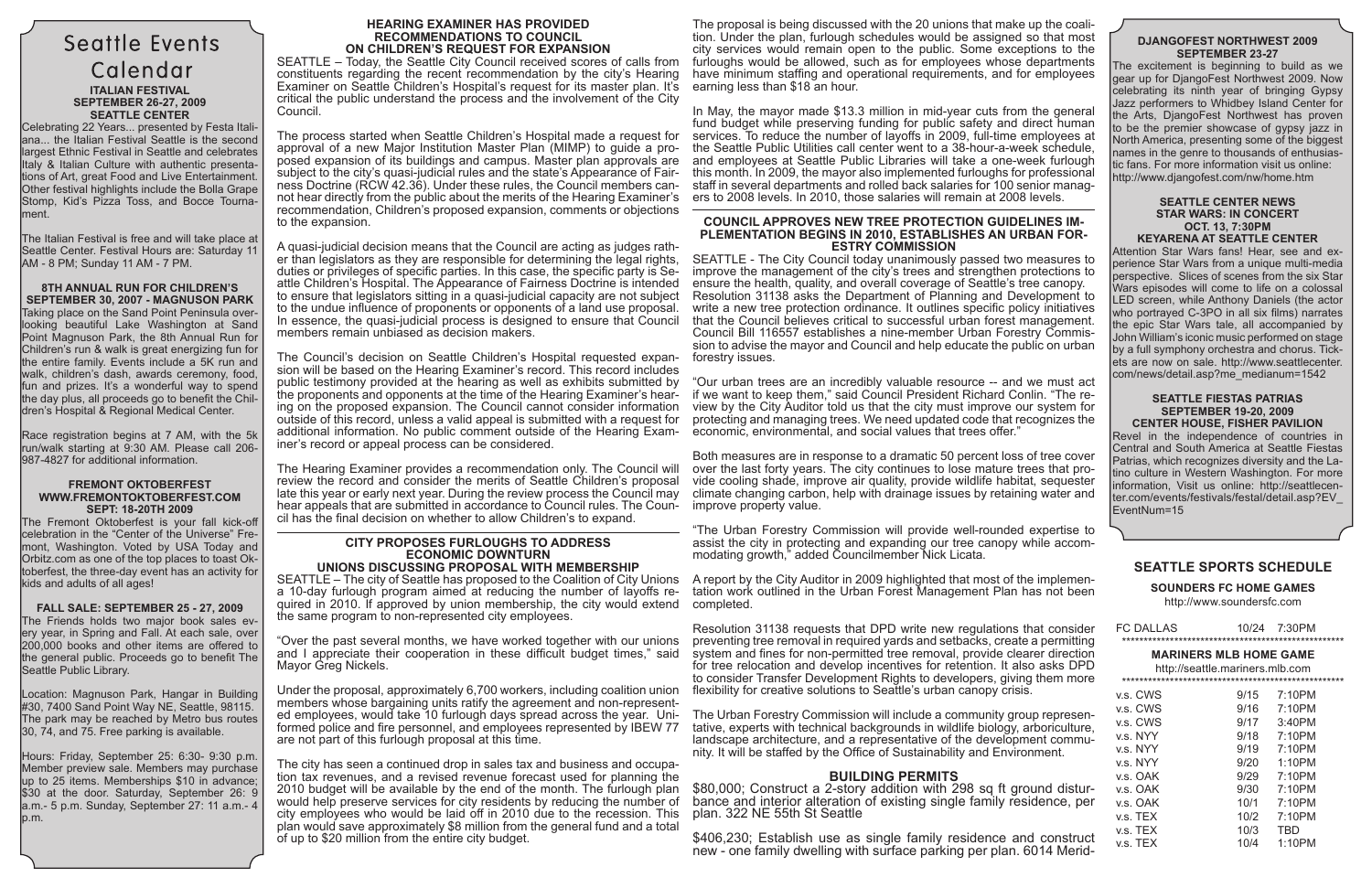# Seattle Events Calendar

### ITALIAN FESTIVAL
### SEPTEMBER 26-27, 2009
### SEATTLE CENTER

Celebrating 22 Years... presented by Festa Italiana... the Italian Festival Seattle is the second largest Ethnic Festival in Seattle and celebrates Italy & Italian Culture with authentic presentations of Art, great Food and Live Entertainment. Other festival highlights include the Bolla Grape Stomp, Kid's Pizza Toss, and Bocce Tournament.

The Italian Festival is free and will take place at Seattle Center. Festival Hours are: Saturday 11 AM - 8 PM; Sunday 11 AM - 7 PM.

### 8TH ANNUAL RUN FOR CHILDREN'S
### SEPTEMBER 30, 2007 - MAGNUSON PARK

Taking place on the Sand Point Peninsula overlooking beautiful Lake Washington at Sand Point Magnuson Park, the 8th Annual Run for Children's run & walk is great energizing fun for the entire family. Events include a 5K run and walk, children's dash, awards ceremony, food, fun and prizes. It's a wonderful way to spend the day plus, all proceeds go to benefit the Children's Hospital & Regional Medical Center.

Race registration begins at 7 AM, with the 5k run/walk starting at 9:30 AM. Please call 206-987-4827 for additional information.

### FREMONT OKTOBERFEST
### WWW.FREMONTOKTOBERFEST.COM
### SEPT: 18-20TH 2009

The Fremont Oktoberfest is your fall kick-off celebration in the "Center of the Universe" Fremont, Washington. Voted by USA Today and Orbitz.com as one of the top places to toast Oktoberfest, the three-day event has an activity for kids and adults of all ages!

### FALL SALE: SEPTEMBER 25 - 27, 2009

The Friends holds two major book sales every year, in Spring and Fall. At each sale, over 200,000 books and other items are offered to the general public. Proceeds go to benefit The Seattle Public Library.

Location: Magnuson Park, Hangar in Building #30, 7400 Sand Point Way NE, Seattle, 98115. The park may be reached by Metro bus routes 30, 74, and 75. Free parking is available.

Hours: Friday, September 25: 6:30- 9:30 p.m. Member preview sale. Members may purchase up to 25 items. Memberships $10 in advance; $30 at the door. Saturday, September 26: 9 a.m.- 5 p.m. Sunday, September 27: 11 a.m.- 4 p.m.

## HEARING EXAMINER HAS PROVIDED RECOMMENDATIONS TO COUNCIL ON CHILDREN'S REQUEST FOR EXPANSION

SEATTLE – Today, the Seattle City Council received scores of calls from constituents regarding the recent recommendation by the city's Hearing Examiner on Seattle Children's Hospital's request for its master plan. It's critical the public understand the process and the involvement of the City Council.

The process started when Seattle Children's Hospital made a request for approval of a new Major Institution Master Plan (MIMP) to guide a proposed expansion of its buildings and campus. Master plan approvals are subject to the city's quasi-judicial rules and the state's Appearance of Fairness Doctrine (RCW 42.36). Under these rules, the Council members cannot hear directly from the public about the merits of the Hearing Examiner's recommendation, Children's proposed expansion, comments or objections to the expansion.

A quasi-judicial decision means that the Council are acting as judges rather than legislators as they are responsible for determining the legal rights, duties or privileges of specific parties. In this case, the specific party is Seattle Children's Hospital. The Appearance of Fairness Doctrine is intended to ensure that legislators sitting in a quasi-judicial capacity are not subject to the undue influence of proponents or opponents of a land use proposal. In essence, the quasi-judicial process is designed to ensure that Council members remain unbiased as decision makers.

The Council's decision on Seattle Children's Hospital requested expansion will be based on the Hearing Examiner's record. This record includes public testimony provided at the hearing as well as exhibits submitted by the proponents and opponents at the time of the Hearing Examiner's hearing on the proposed expansion. The Council cannot consider information outside of this record, unless a valid appeal is submitted with a request for additional information. No public comment outside of the Hearing Examiner's record or appeal process can be considered.

The Hearing Examiner provides a recommendation only. The Council will review the record and consider the merits of Seattle Children's proposal late this year or early next year. During the review process the Council may hear appeals that are submitted in accordance to Council rules. The Council has the final decision on whether to allow Children's to expand.

## CITY PROPOSES FURLOUGHS TO ADDRESS ECONOMIC DOWNTURN
### UNIONS DISCUSSING PROPOSAL WITH MEMBERSHIP

SEATTLE – The city of Seattle has proposed to the Coalition of City Unions a 10-day furlough program aimed at reducing the number of layoffs required in 2010. If approved by union membership, the city would extend the same program to non-represented city employees.

"Over the past several months, we have worked together with our unions and I appreciate their cooperation in these difficult budget times," said Mayor Greg Nickels.

Under the proposal, approximately 6,700 workers, including coalition union members whose bargaining units ratify the agreement and non-represented employees, would take 10 furlough days spread across the year. Uniformed police and fire personnel, and employees represented by IBEW 77 are not part of this furlough proposal at this time.

The city has seen a continued drop in sales tax and business and occupation tax revenues, and a revised revenue forecast used for planning the 2010 budget will be available by the end of the month. The furlough plan would help preserve services for city residents by reducing the number of city employees who would be laid off in 2010 due to the recession. This plan would save approximately $8 million from the general fund and a total of up to $20 million from the entire city budget.

The proposal is being discussed with the 20 unions that make up the coalition. Under the plan, furlough schedules would be assigned so that most city services would remain open to the public. Some exceptions to the furloughs would be allowed, such as for employees whose departments have minimum staffing and operational requirements, and for employees earning less than $18 an hour.

In May, the mayor made $13.3 million in mid-year cuts from the general fund budget while preserving funding for public safety and direct human services. To reduce the number of layoffs in 2009, full-time employees at the Seattle Public Utilities call center went to a 38-hour-a-week schedule, and employees at Seattle Public Libraries will take a one-week furlough this month. In 2009, the mayor also implemented furloughs for professional staff in several departments and rolled back salaries for 100 senior managers to 2008 levels. In 2010, those salaries will remain at 2008 levels.

## COUNCIL APPROVES NEW TREE PROTECTION GUIDELINES IMPLEMENTATION BEGINS IN 2010, ESTABLISHES AN URBAN FORESTRY COMMISSION

SEATTLE - The City Council today unanimously passed two measures to improve the management of the city's trees and strengthen protections to ensure the health, quality, and overall coverage of Seattle's tree canopy. Resolution 31138 asks the Department of Planning and Development to write a new tree protection ordinance. It outlines specific policy initiatives that the Council believes critical to successful urban forest management. Council Bill 116557 establishes a nine-member Urban Forestry Commission to advise the mayor and Council and help educate the public on urban forestry issues.

"Our urban trees are an incredibly valuable resource -- and we must act if we want to keep them," said Council President Richard Conlin. "The review by the City Auditor told us that the city must improve our system for protecting and managing trees. We need updated code that recognizes the economic, environmental, and social values that trees offer."

Both measures are in response to a dramatic 50 percent loss of tree cover over the last forty years. The city continues to lose mature trees that provide cooling shade, improve air quality, provide wildlife habitat, sequester climate changing carbon, help with drainage issues by retaining water and improve property value.

"The Urban Forestry Commission will provide well-rounded expertise to assist the city in protecting and expanding our tree canopy while accommodating growth," added Councilmember Nick Licata.

A report by the City Auditor in 2009 highlighted that most of the implementation work outlined in the Urban Forest Management Plan has not been completed.

Resolution 31138 requests that DPD write new regulations that consider preventing tree removal in required yards and setbacks, create a permitting system and fines for non-permitted tree removal, provide clearer direction for tree relocation and develop incentives for retention. It also asks DPD to consider Transfer Development Rights to developers, giving them more flexibility for creative solutions to Seattle's urban canopy crisis.

The Urban Forestry Commission will include a community group representative, experts with technical backgrounds in wildlife biology, arboriculture, landscape architecture, and a representative of the development community. It will be staffed by the Office of Sustainability and Environment.

## BUILDING PERMITS

$80,000; Construct a 2-story addition with 298 sq ft ground disturbance and interior alteration of existing single family residence, per plan. 322 NE 55th St Seattle

$406,230; Establish use as single family residence and construct new - one family dwelling with surface parking per plan. 6014 Merid-

### DJANGOFEST NORTHWEST 2009
### SEPTEMBER 23-27

The excitement is beginning to build as we gear up for DjangoFest Northwest 2009. Now celebrating its ninth year of bringing Gypsy Jazz performers to Whidbey Island Center for the Arts, DjangoFest Northwest has proven to be the premier showcase of gypsy jazz in North America, presenting some of the biggest names in the genre to thousands of enthusiastic fans. For more information visit us online: http://www.djangofest.com/nw/home.htm

### SEATTLE CENTER NEWS
### STAR WARS: IN CONCERT
### OCT. 13, 7:30PM
### KEYARENA AT SEATTLE CENTER

Attention Star Wars fans! Hear, see and experience Star Wars from a unique multi-media perspective. Slices of scenes from the six Star Wars episodes will come to life on a colossal LED screen, while Anthony Daniels (the actor who portrayed C-3PO in all six films) narrates the epic Star Wars tale, all accompanied by John William's iconic music performed on stage by a full symphony orchestra and chorus. Tickets are now on sale. http://www.seattlecenter.com/news/detail.asp?me_medianum=1542

### SEATTLE FIESTAS PATRIAS
### SEPTEMBER 19-20, 2009
### CENTER HOUSE, FISHER PAVILION

Revel in the independence of countries in Central and South America at Seattle Fiestas Patrias, which recognizes diversity and the Latino culture in Western Washington. For more information, Visit us online: http://seattlecenter.com/events/festivals/festal/detail.asp?EV_EventNum=15

## SEATTLE SPORTS SCHEDULE

### SOUNDERS FC HOME GAMES

http://www.soundersfc.com

| | | |
|---|---|---|
| FC DALLAS | 10/24 | 7:30PM |

### MARINERS MLB HOME GAME

http://seattle.mariners.mlb.com

| | | |
|---|---|---|
| v.s. CWS | 9/15 | 7:10PM |
| v.s. CWS | 9/16 | 7:10PM |
| v.s. CWS | 9/17 | 3:40PM |
| v.s. NYY | 9/18 | 7:10PM |
| v.s. NYY | 9/19 | 7:10PM |
| v.s. NYY | 9/20 | 1:10PM |
| v.s. OAK | 9/29 | 7:10PM |
| v.s. OAK | 9/30 | 7:10PM |
| v.s. OAK | 10/1 | 7:10PM |
| v.s. TEX | 10/2 | 7:10PM |
| v.s. TEX | 10/3 | TBD |
| v.s. TEX | 10/4 | 1:10PM |